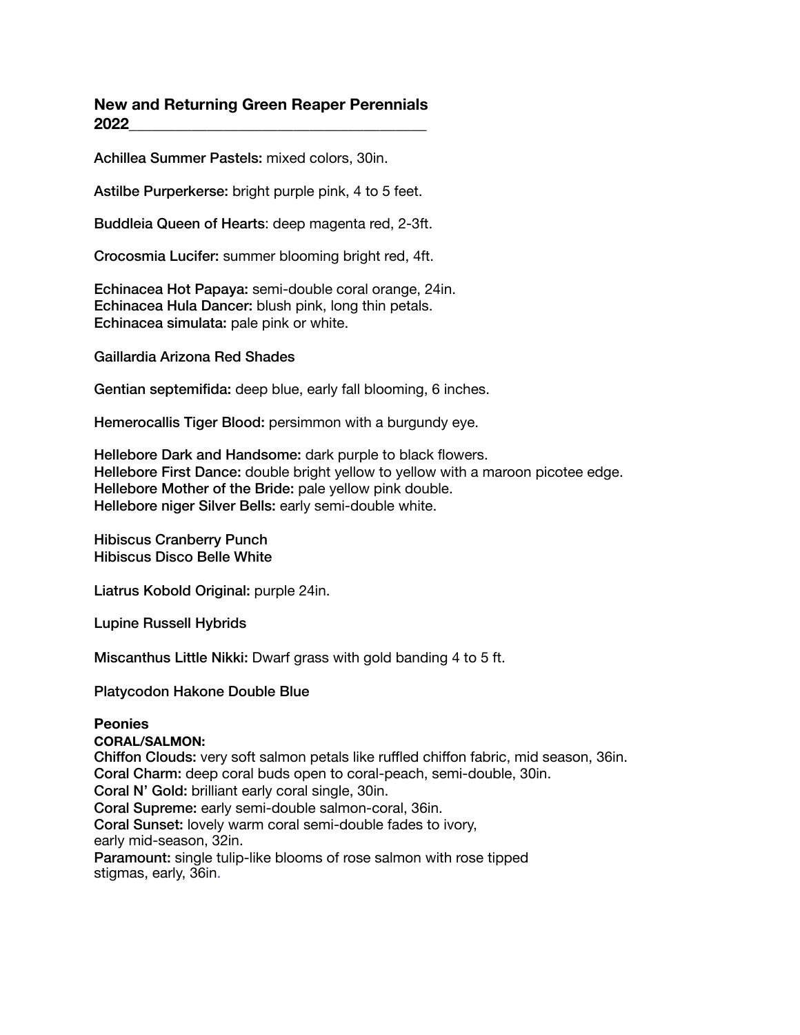## New and Returning Green Reaper Perennials 2022

**Achillea Summer Pastels:** mixed colors, 30in.

**Astilbe Purperkerse:** bright purple pink, 4 to 5 feet.

**Buddleia Queen of Hearts**: deep magenta red, 2-3ft.

**Crocosmia Lucifer:** summer blooming bright red, 4ft.

**Echinacea Hot Papaya:** semi-double coral orange, 24in.
**Echinacea Hula Dancer:** blush pink, long thin petals.
**Echinacea simulata:** pale pink or white.

**Gaillardia Arizona Red Shades**

**Gentian septemifida:** deep blue, early fall blooming, 6 inches.

**Hemerocallis Tiger Blood:** persimmon with a burgundy eye.

**Hellebore Dark and Handsome:** dark purple to black flowers.
**Hellebore First Dance:** double bright yellow to yellow with a maroon picotee edge.
**Hellebore Mother of the Bride:** pale yellow pink double.
**Hellebore niger Silver Bells:** early semi-double white.

**Hibiscus Cranberry Punch**
**Hibiscus Disco Belle White**

**Liatrus Kobold Original:** purple 24in.

**Lupine Russell Hybrids**

**Miscanthus Little Nikki:** Dwarf grass with gold banding 4 to 5 ft.

**Platycodon Hakone Double Blue**

### Peonies

**CORAL/SALMON:**

**Chiffon Clouds:** very soft salmon petals like ruffled chiffon fabric, mid season, 36in.
**Coral Charm:** deep coral buds open to coral-peach, semi-double, 30in.
**Coral N' Gold:** brilliant early coral single, 30in.
**Coral Supreme:** early semi-double salmon-coral, 36in.
**Coral Sunset:** lovely warm coral semi-double fades to ivory, early mid-season, 32in.
**Paramount:** single tulip-like blooms of rose salmon with rose tipped stigmas, early, 36in.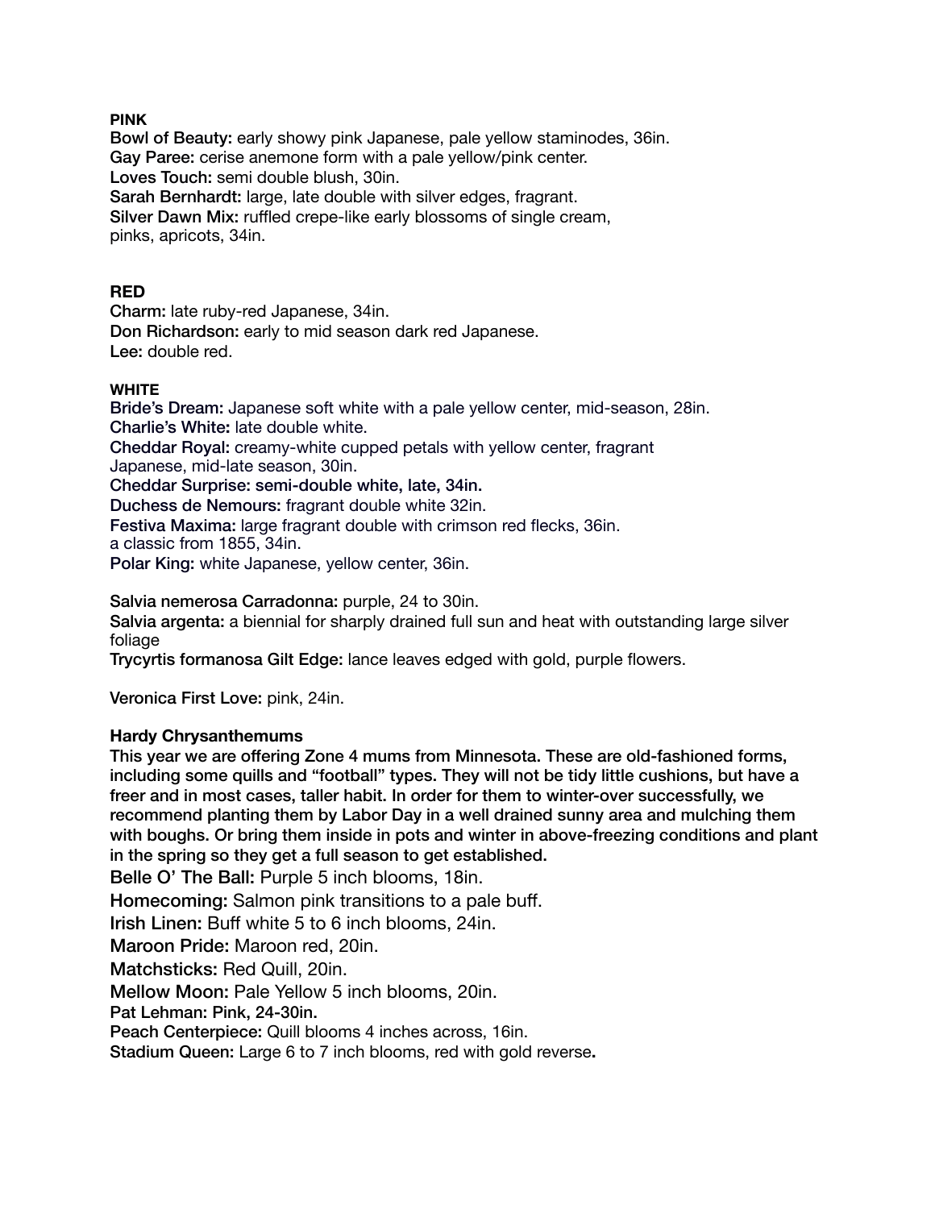**PINK**

**Bowl of Beauty:** early showy pink Japanese, pale yellow staminodes, 36in.
**Gay Paree:** cerise anemone form with a pale yellow/pink center.
**Loves Touch:** semi double blush, 30in.
**Sarah Bernhardt:** large, late double with silver edges, fragrant.
**Silver Dawn Mix:** ruffled crepe-like early blossoms of single cream, pinks, apricots, 34in.

**RED**

**Charm:** late ruby-red Japanese, 34in.
**Don Richardson:** early to mid season dark red Japanese.
**Lee:** double red.

**WHITE**

**Bride's Dream:** Japanese soft white with a pale yellow center, mid-season, 28in.
**Charlie's White:** late double white.
**Cheddar Royal:** creamy-white cupped petals with yellow center, fragrant Japanese, mid-late season, 30in.
**Cheddar Surprise: semi-double white, late, 34in.**
**Duchess de Nemours:** fragrant double white 32in.
**Festiva Maxima:** large fragrant double with crimson red flecks, 36in.
a classic from 1855, 34in.
**Polar King:** white Japanese, yellow center, 36in.

**Salvia nemerosa Carradonna:** purple, 24 to 30in.
**Salvia argenta:** a biennial for sharply drained full sun and heat with outstanding large silver foliage
**Trycyrtis formanosa Gilt Edge:** lance leaves edged with gold, purple flowers.

**Veronica First Love:** pink, 24in.

**Hardy Chrysanthemums**

**This year we are offering Zone 4 mums from Minnesota. These are old-fashioned forms, including some quills and "football" types. They will not be tidy little cushions, but have a freer and in most cases, taller habit. In order for them to winter-over successfully, we recommend planting them by Labor Day in a well drained sunny area and mulching them with boughs. Or bring them inside in pots and winter in above-freezing conditions and plant in the spring so they get a full season to get established.**

**Belle O' The Ball:** Purple 5 inch blooms, 18in.
**Homecoming:** Salmon pink transitions to a pale buff.
**Irish Linen:** Buff white 5 to 6 inch blooms, 24in.
**Maroon Pride:** Maroon red, 20in.
**Matchsticks:** Red Quill, 20in.
**Mellow Moon:** Pale Yellow 5 inch blooms, 20in.
**Pat Lehman: Pink, 24-30in.**
**Peach Centerpiece:** Quill blooms 4 inches across, 16in.
**Stadium Queen:** Large 6 to 7 inch blooms, red with gold reverse**.**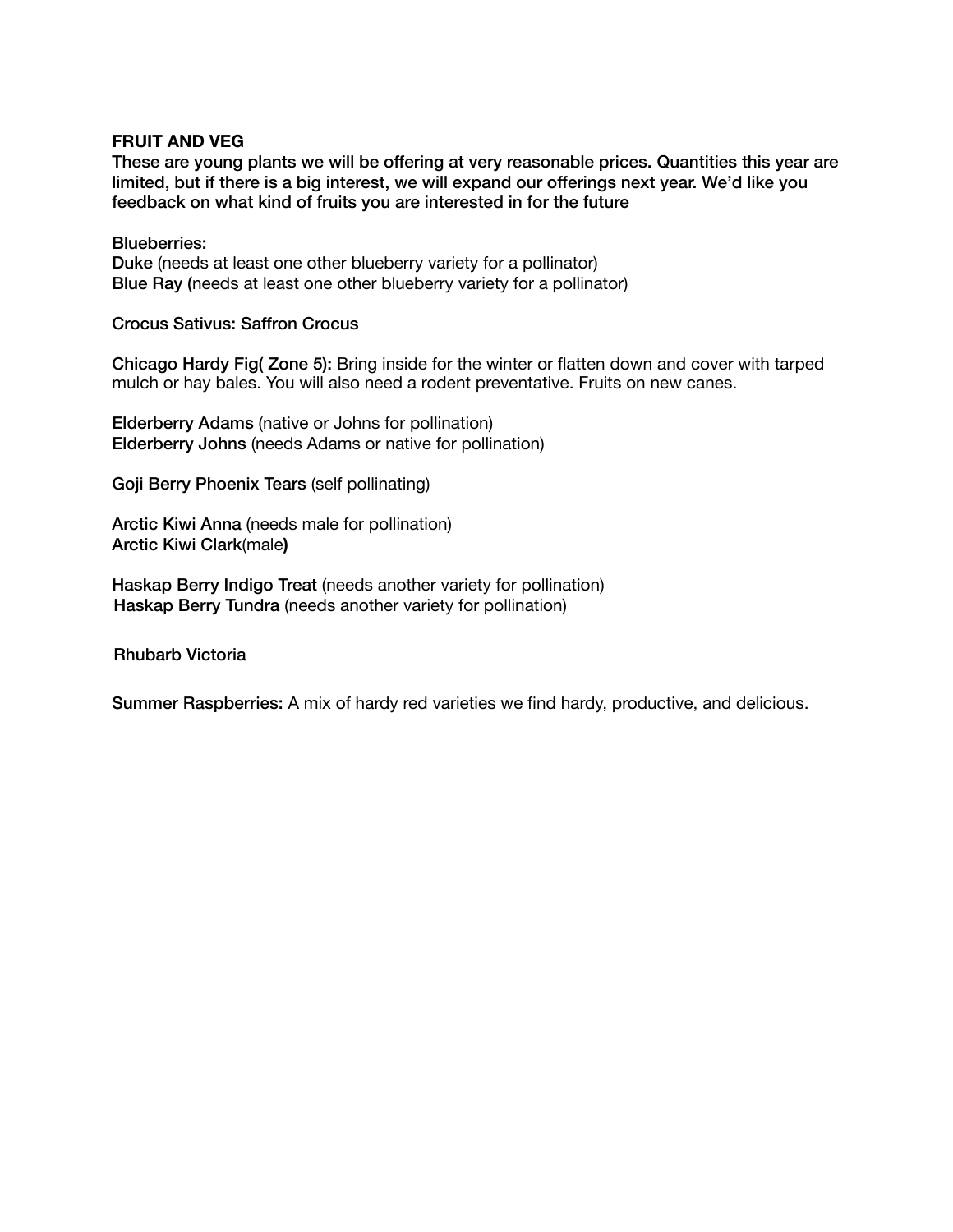**FRUIT AND VEG**
**These are young plants we will be offering at very reasonable prices. Quantities this year are limited, but if there is a big interest, we will expand our offerings next year. We'd like you feedback on what kind of fruits you are interested in for the future**

Blueberries:
**Duke** (needs at least one other blueberry variety for a pollinator)
**Blue Ray (**needs at least one other blueberry variety for a pollinator)

**Crocus Sativus: Saffron Crocus**

**Chicago Hardy Fig( Zone 5):** Bring inside for the winter or flatten down and cover with tarped mulch or hay bales. You will also need a rodent preventative. Fruits on new canes.

**Elderberry Adams** (native or Johns for pollination)
**Elderberry Johns** (needs Adams or native for pollination)

**Goji Berry Phoenix Tears** (self pollinating)

**Arctic Kiwi Anna** (needs male for pollination)
**Arctic Kiwi Clark**(male**)**

**Haskap Berry Indigo Treat** (needs another variety for pollination)
**Haskap Berry Tundra** (needs another variety for pollination)

**Rhubarb Victoria**

**Summer Raspberries:** A mix of hardy red varieties we find hardy, productive, and delicious.